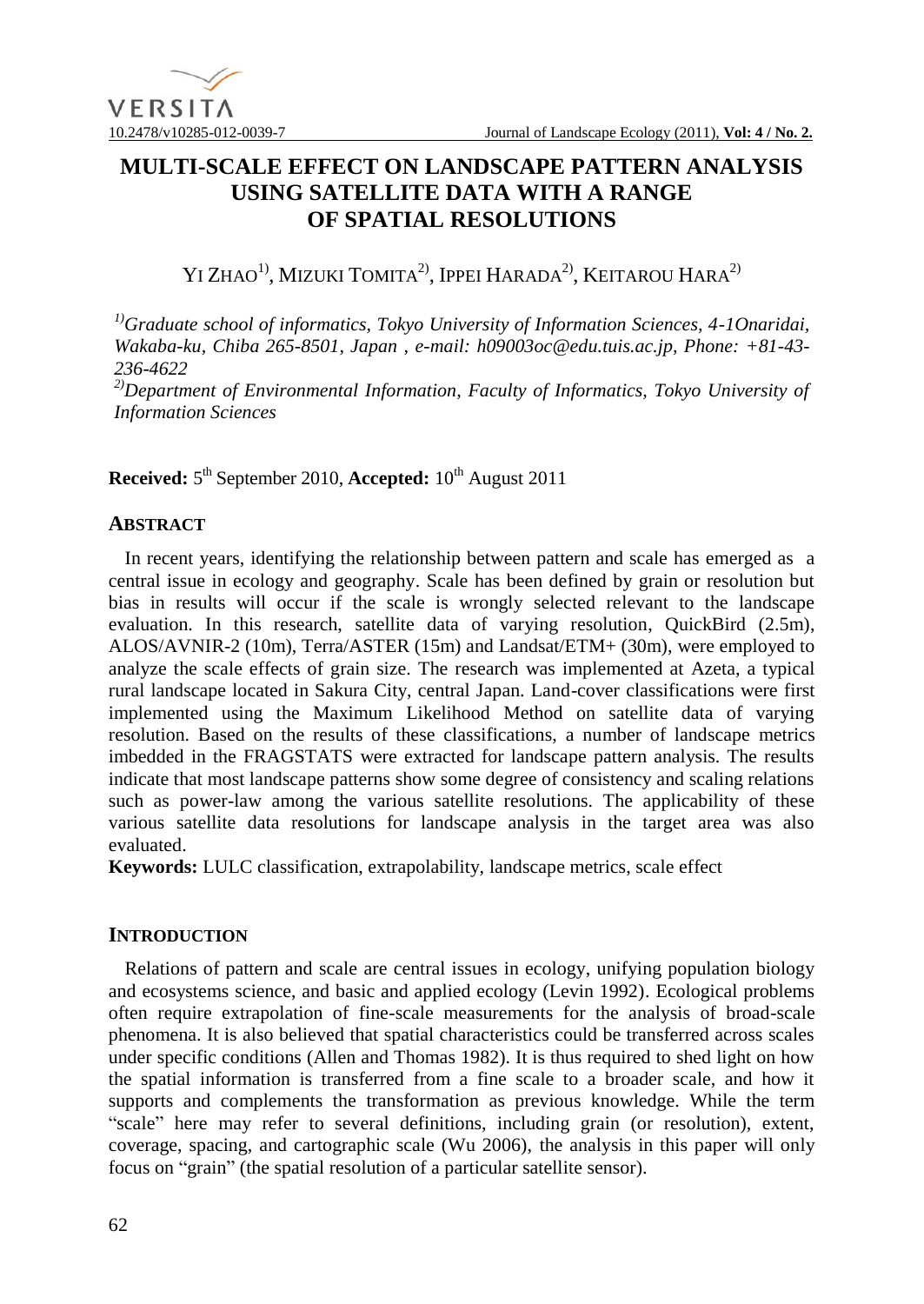# MULTI-SCALE EFFECT ON LANDSCAPE PATTERN ANALYSIS USING SATELLITE DATA WITH A RANGE OF SPATIAL RESOLUTIONS

YI ZHAO[1)], MIZUKI TOMITA[2)], IPPEI HARADA[2)], KEITAROU HARA[2)]

*[1)]Graduate school of informatics, Tokyo University of Information Sciences, 4-1Onaridai, Wakaba-ku, Chiba 265-8501, Japan , e-mail: h09003oc@edu.tuis.ac.jp, Phone: +81-43-236-4622*

*[2)]Department of Environmental Information, Faculty of Informatics, Tokyo University of Information Sciences*

**Received:** 5[th] September 2010, **Accepted:** 10[th] August 2011

## ABSTRACT

In recent years, identifying the relationship between pattern and scale has emerged as a central issue in ecology and geography. Scale has been defined by grain or resolution but bias in results will occur if the scale is wrongly selected relevant to the landscape evaluation. In this research, satellite data of varying resolution, QuickBird (2.5m), ALOS/AVNIR-2 (10m), Terra/ASTER (15m) and Landsat/ETM+ (30m), were employed to analyze the scale effects of grain size. The research was implemented at Azeta, a typical rural landscape located in Sakura City, central Japan. Land-cover classifications were first implemented using the Maximum Likelihood Method on satellite data of varying resolution. Based on the results of these classifications, a number of landscape metrics imbedded in the FRAGSTATS were extracted for landscape pattern analysis. The results indicate that most landscape patterns show some degree of consistency and scaling relations such as power-law among the various satellite resolutions. The applicability of these various satellite data resolutions for landscape analysis in the target area was also evaluated.

**Keywords:** LULC classification, extrapolability, landscape metrics, scale effect

## INTRODUCTION

Relations of pattern and scale are central issues in ecology, unifying population biology and ecosystems science, and basic and applied ecology (Levin 1992). Ecological problems often require extrapolation of fine-scale measurements for the analysis of broad-scale phenomena. It is also believed that spatial characteristics could be transferred across scales under specific conditions (Allen and Thomas 1982). It is thus required to shed light on how the spatial information is transferred from a fine scale to a broader scale, and how it supports and complements the transformation as previous knowledge. While the term "scale" here may refer to several definitions, including grain (or resolution), extent, coverage, spacing, and cartographic scale (Wu 2006), the analysis in this paper will only focus on "grain" (the spatial resolution of a particular satellite sensor).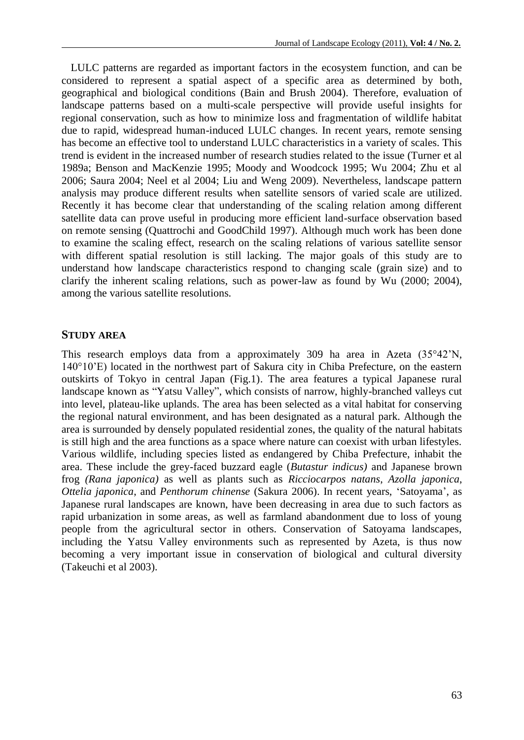LULC patterns are regarded as important factors in the ecosystem function, and can be considered to represent a spatial aspect of a specific area as determined by both, geographical and biological conditions (Bain and Brush 2004). Therefore, evaluation of landscape patterns based on a multi-scale perspective will provide useful insights for regional conservation, such as how to minimize loss and fragmentation of wildlife habitat due to rapid, widespread human-induced LULC changes. In recent years, remote sensing has become an effective tool to understand LULC characteristics in a variety of scales. This trend is evident in the increased number of research studies related to the issue (Turner et al 1989a; Benson and MacKenzie 1995; Moody and Woodcock 1995; Wu 2004; Zhu et al 2006; Saura 2004; Neel et al 2004; Liu and Weng 2009). Nevertheless, landscape pattern analysis may produce different results when satellite sensors of varied scale are utilized. Recently it has become clear that understanding of the scaling relation among different satellite data can prove useful in producing more efficient land-surface observation based on remote sensing (Quattrochi and GoodChild 1997). Although much work has been done to examine the scaling effect, research on the scaling relations of various satellite sensor with different spatial resolution is still lacking. The major goals of this study are to understand how landscape characteristics respond to changing scale (grain size) and to clarify the inherent scaling relations, such as power-law as found by Wu (2000; 2004), among the various satellite resolutions.

## STUDY AREA

This research employs data from a approximately 309 ha area in Azeta (35°42'N, 140°10'E) located in the northwest part of Sakura city in Chiba Prefecture, on the eastern outskirts of Tokyo in central Japan (Fig.1). The area features a typical Japanese rural landscape known as "Yatsu Valley", which consists of narrow, highly-branched valleys cut into level, plateau-like uplands. The area has been selected as a vital habitat for conserving the regional natural environment, and has been designated as a natural park. Although the area is surrounded by densely populated residential zones, the quality of the natural habitats is still high and the area functions as a space where nature can coexist with urban lifestyles. Various wildlife, including species listed as endangered by Chiba Prefecture, inhabit the area. These include the grey-faced buzzard eagle (*Butastur indicus)* and Japanese brown frog *(Rana japonica)* as well as plants such as *Ricciocarpos natans*, *Azolla japonica*, *Ottelia japonica*, and *Penthorum chinense* (Sakura 2006). In recent years, 'Satoyama', as Japanese rural landscapes are known, have been decreasing in area due to such factors as rapid urbanization in some areas, as well as farmland abandonment due to loss of young people from the agricultural sector in others. Conservation of Satoyama landscapes, including the Yatsu Valley environments such as represented by Azeta, is thus now becoming a very important issue in conservation of biological and cultural diversity (Takeuchi et al 2003).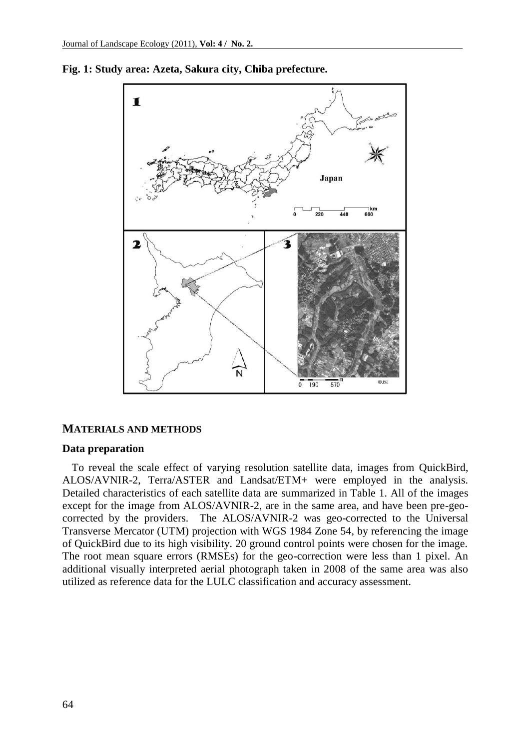**Fig. 1: Study area: Azeta, Sakura city, Chiba prefecture.**

## MATERIALS AND METHODS

### Data preparation

To reveal the scale effect of varying resolution satellite data, images from QuickBird, ALOS/AVNIR-2, Terra/ASTER and Landsat/ETM+ were employed in the analysis. Detailed characteristics of each satellite data are summarized in Table 1. All of the images except for the image from ALOS/AVNIR-2, are in the same area, and have been pre-geo-corrected by the providers. The ALOS/AVNIR-2 was geo-corrected to the Universal Transverse Mercator (UTM) projection with WGS 1984 Zone 54, by referencing the image of QuickBird due to its high visibility. 20 ground control points were chosen for the image. The root mean square errors (RMSEs) for the geo-correction were less than 1 pixel. An additional visually interpreted aerial photograph taken in 2008 of the same area was also utilized as reference data for the LULC classification and accuracy assessment.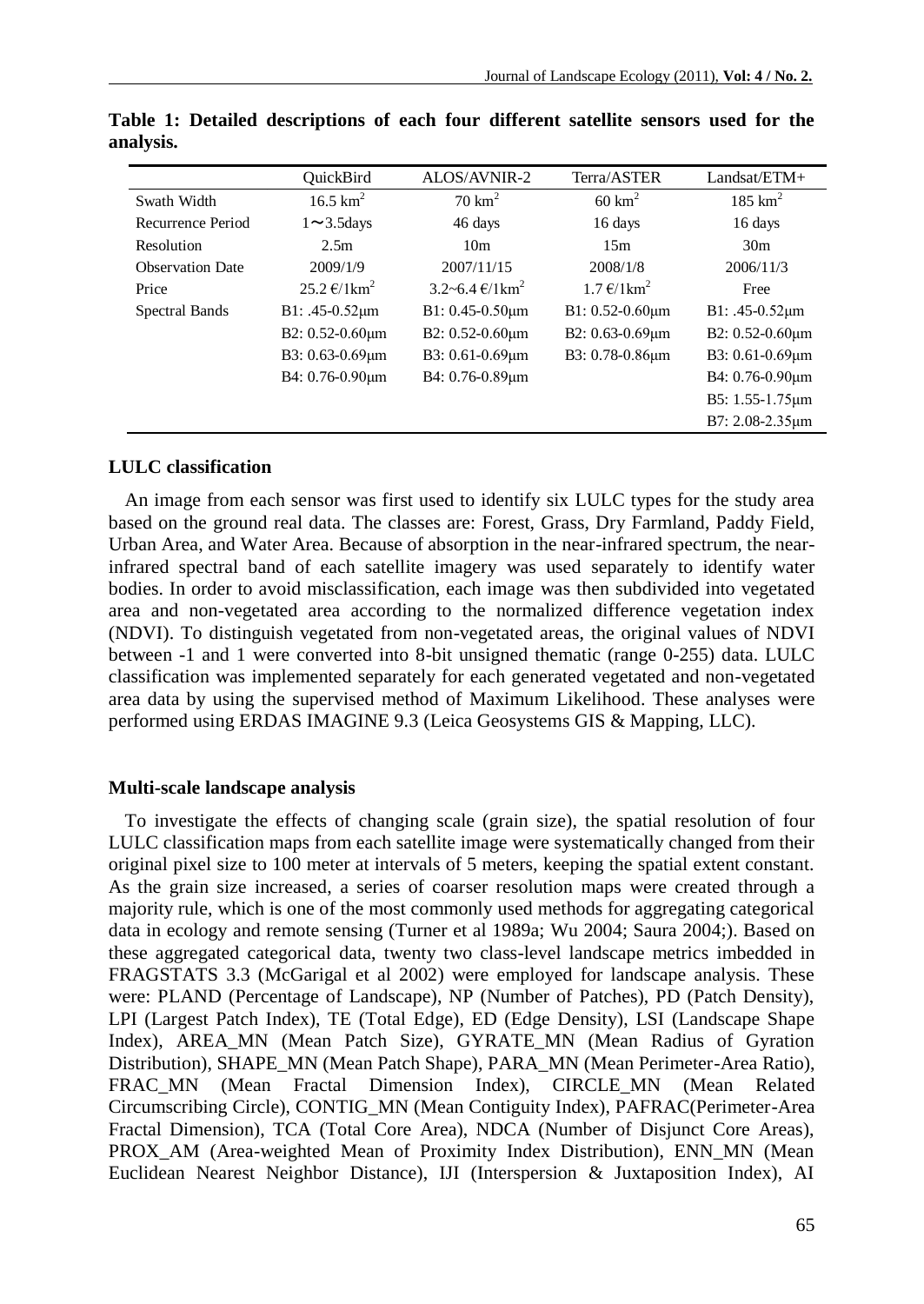**Table 1: Detailed descriptions of each four different satellite sensors used for the analysis.**

| | QuickBird | ALOS/AVNIR-2 | Terra/ASTER | Landsat/ETM+ |
|---|---|---|---|---|
| Swath Width | 16.5 $km^2$ | 70 $km^2$ | 60 $km^2$ | 185 $km^2$ |
| Recurrence Period | 1～3.5days | 46 days | 16 days | 16 days |
| Resolution | 2.5m | 10m | 15m | 30m |
| Observation Date | 2009/1/9 | 2007/11/15 | 2008/1/8 | 2006/11/3 |
| Price | 25.2 €/1$km^2$ | 3.2~6.4 €/1$km^2$ | 1.7 €/1$km^2$ | Free |
| Spectral Bands | B1: .45-0.52μm | B1: 0.45-0.50μm | B1: 0.52-0.60μm | B1: .45-0.52μm |
| | B2: 0.52-0.60μm | B2: 0.52-0.60μm | B2: 0.63-0.69μm | B2: 0.52-0.60μm |
| | B3: 0.63-0.69μm | B3: 0.61-0.69μm | B3: 0.78-0.86μm | B3: 0.61-0.69μm |
| | B4: 0.76-0.90μm | B4: 0.76-0.89μm | | B4: 0.76-0.90μm |
| | | | | B5: 1.55-1.75μm |
| | | | | B7: 2.08-2.35μm |

**LULC classification**

An image from each sensor was first used to identify six LULC types for the study area based on the ground real data. The classes are: Forest, Grass, Dry Farmland, Paddy Field, Urban Area, and Water Area. Because of absorption in the near-infrared spectrum, the near-infrared spectral band of each satellite imagery was used separately to identify water bodies. In order to avoid misclassification, each image was then subdivided into vegetated area and non-vegetated area according to the normalized difference vegetation index (NDVI). To distinguish vegetated from non-vegetated areas, the original values of NDVI between -1 and 1 were converted into 8-bit unsigned thematic (range 0-255) data. LULC classification was implemented separately for each generated vegetated and non-vegetated area data by using the supervised method of Maximum Likelihood. These analyses were performed using ERDAS IMAGINE 9.3 (Leica Geosystems GIS & Mapping, LLC).

**Multi-scale landscape analysis**

To investigate the effects of changing scale (grain size), the spatial resolution of four LULC classification maps from each satellite image were systematically changed from their original pixel size to 100 meter at intervals of 5 meters, keeping the spatial extent constant. As the grain size increased, a series of coarser resolution maps were created through a majority rule, which is one of the most commonly used methods for aggregating categorical data in ecology and remote sensing (Turner et al 1989a; Wu 2004; Saura 2004;). Based on these aggregated categorical data, twenty two class-level landscape metrics imbedded in FRAGSTATS 3.3 (McGarigal et al 2002) were employed for landscape analysis. These were: PLAND (Percentage of Landscape), NP (Number of Patches), PD (Patch Density), LPI (Largest Patch Index), TE (Total Edge), ED (Edge Density), LSI (Landscape Shape Index), AREA_MN (Mean Patch Size), GYRATE_MN (Mean Radius of Gyration Distribution), SHAPE_MN (Mean Patch Shape), PARA_MN (Mean Perimeter-Area Ratio), FRAC_MN (Mean Fractal Dimension Index), CIRCLE_MN (Mean Related Circumscribing Circle), CONTIG_MN (Mean Contiguity Index), PAFRAC(Perimeter-Area Fractal Dimension), TCA (Total Core Area), NDCA (Number of Disjunct Core Areas), PROX_AM (Area-weighted Mean of Proximity Index Distribution), ENN_MN (Mean Euclidean Nearest Neighbor Distance), IJI (Interspersion & Juxtaposition Index), AI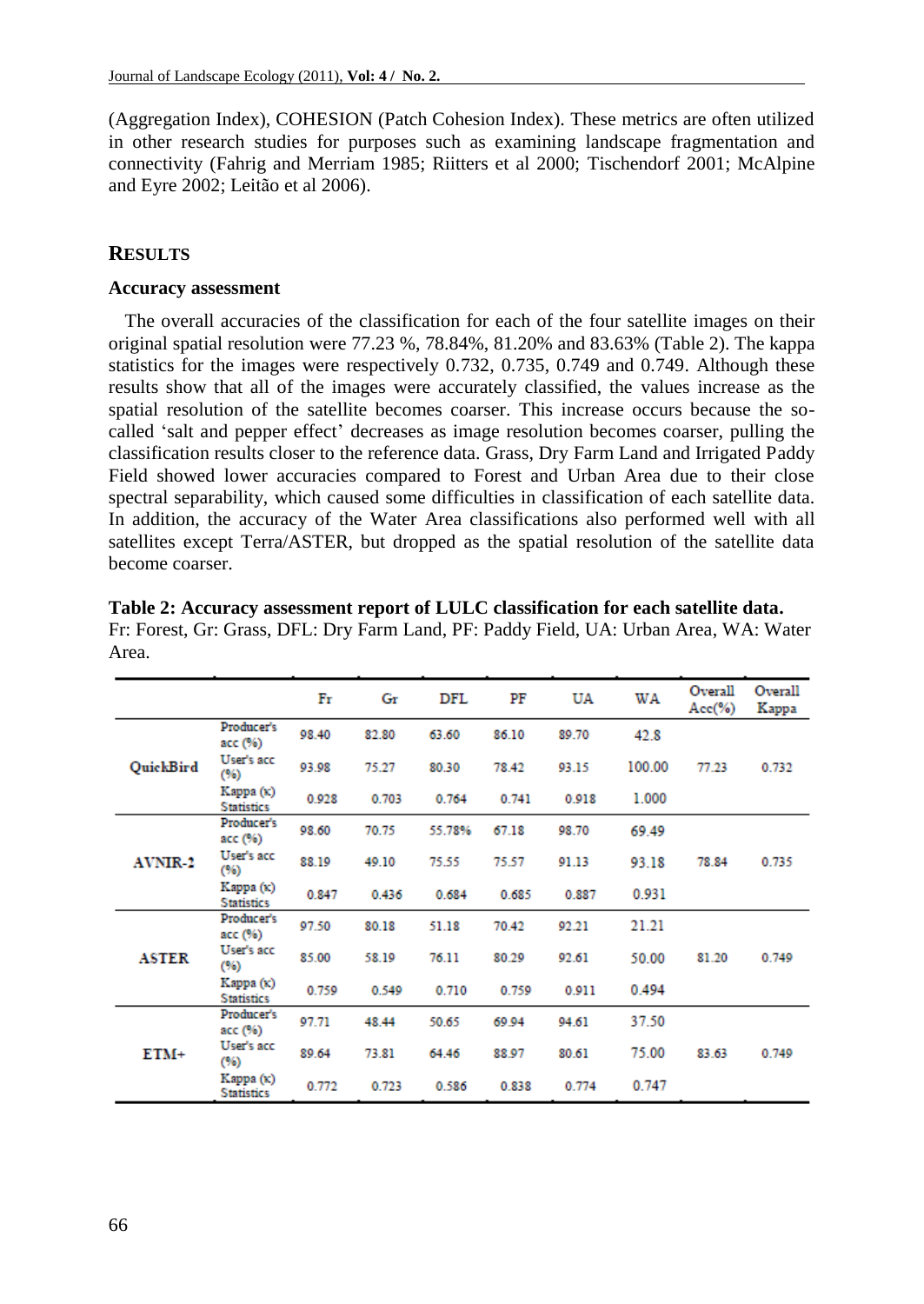(Aggregation Index), COHESION (Patch Cohesion Index). These metrics are often utilized in other research studies for purposes such as examining landscape fragmentation and connectivity (Fahrig and Merriam 1985; Riitters et al 2000; Tischendorf 2001; McAlpine and Eyre 2002; Leitão et al 2006).

## RESULTS

### Accuracy assessment

The overall accuracies of the classification for each of the four satellite images on their original spatial resolution were 77.23 %, 78.84%, 81.20% and 83.63% (Table 2). The kappa statistics for the images were respectively 0.732, 0.735, 0.749 and 0.749. Although these results show that all of the images were accurately classified, the values increase as the spatial resolution of the satellite becomes coarser. This increase occurs because the so-called 'salt and pepper effect' decreases as image resolution becomes coarser, pulling the classification results closer to the reference data. Grass, Dry Farm Land and Irrigated Paddy Field showed lower accuracies compared to Forest and Urban Area due to their close spectral separability, which caused some difficulties in classification of each satellite data. In addition, the accuracy of the Water Area classifications also performed well with all satellites except Terra/ASTER, but dropped as the spatial resolution of the satellite data become coarser.

**Table 2: Accuracy assessment report of LULC classification for each satellite data.**
Fr: Forest, Gr: Grass, DFL: Dry Farm Land, PF: Paddy Field, UA: Urban Area, WA: Water Area.

| | | Fr | Gr | DFL | PF | UA | WA | Overall Acc(%) | Overall Kappa |
|---|---|---|---|---|---|---|---|---|---|
| QuickBird | Producer's acc (%) | 98.40 | 82.80 | 63.60 | 86.10 | 89.70 | 42.8 | 77.23 | 0.732 |
| | User's acc (%) | 93.98 | 75.27 | 80.30 | 78.42 | 93.15 | 100.00 | | |
| | Kappa (κ) Statistics | 0.928 | 0.703 | 0.764 | 0.741 | 0.918 | 1.000 | | |
| AVNIR-2 | Producer's acc (%) | 98.60 | 70.75 | 55.78% | 67.18 | 98.70 | 69.49 | 78.84 | 0.735 |
| | User's acc (%) | 88.19 | 49.10 | 75.55 | 75.57 | 91.13 | 93.18 | | |
| | Kappa (κ) Statistics | 0.847 | 0.436 | 0.684 | 0.685 | 0.887 | 0.931 | | |
| ASTER | Producer's acc (%) | 97.50 | 80.18 | 51.18 | 70.42 | 92.21 | 21.21 | 81.20 | 0.749 |
| | User's acc (%) | 85.00 | 58.19 | 76.11 | 80.29 | 92.61 | 50.00 | | |
| | Kappa (κ) Statistics | 0.759 | 0.549 | 0.710 | 0.759 | 0.911 | 0.494 | | |
| ETM+ | Producer's acc (%) | 97.71 | 48.44 | 50.65 | 69.94 | 94.61 | 37.50 | 83.63 | 0.749 |
| | User's acc (%) | 89.64 | 73.81 | 64.46 | 88.97 | 80.61 | 75.00 | | |
| | Kappa (κ) Statistics | 0.772 | 0.723 | 0.586 | 0.838 | 0.774 | 0.747 | | |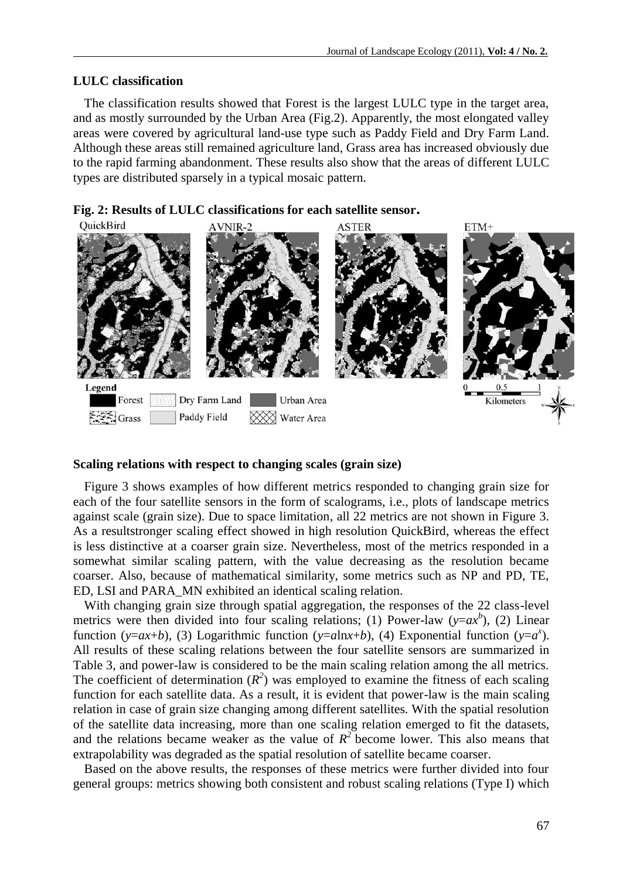### LULC classification

The classification results showed that Forest is the largest LULC type in the target area, and as mostly surrounded by the Urban Area (Fig.2). Apparently, the most elongated valley areas were covered by agricultural land-use type such as Paddy Field and Dry Farm Land. Although these areas still remained agriculture land, Grass area has increased obviously due to the rapid farming abandonment. These results also show that the areas of different LULC types are distributed sparsely in a typical mosaic pattern.

**Fig. 2: Results of LULC classifications for each satellite sensor.**

### Scaling relations with respect to changing scales (grain size)

Figure 3 shows examples of how different metrics responded to changing grain size for each of the four satellite sensors in the form of scalograms, i.e., plots of landscape metrics against scale (grain size). Due to space limitation, all 22 metrics are not shown in Figure 3. As a resultstronger scaling effect showed in high resolution QuickBird, whereas the effect is less distinctive at a coarser grain size. Nevertheless, most of the metrics responded in a somewhat similar scaling pattern, with the value decreasing as the resolution became coarser. Also, because of mathematical similarity, some metrics such as NP and PD, TE, ED, LSI and PARA_MN exhibited an identical scaling relation.

With changing grain size through spatial aggregation, the responses of the 22 class-level metrics were then divided into four scaling relations; (1) Power-law ($y=ax^b$), (2) Linear function ($y=ax+b$), (3) Logarithmic function ($y=a\ln x+b$), (4) Exponential function ($y=a^x$). All results of these scaling relations between the four satellite sensors are summarized in Table 3, and power-law is considered to be the main scaling relation among the all metrics. The coefficient of determination ($R^2$) was employed to examine the fitness of each scaling function for each satellite data. As a result, it is evident that power-law is the main scaling relation in case of grain size changing among different satellites. With the spatial resolution of the satellite data increasing, more than one scaling relation emerged to fit the datasets, and the relations became weaker as the value of $R^2$ become lower. This also means that extrapolability was degraded as the spatial resolution of satellite became coarser.

Based on the above results, the responses of these metrics were further divided into four general groups: metrics showing both consistent and robust scaling relations (Type I) which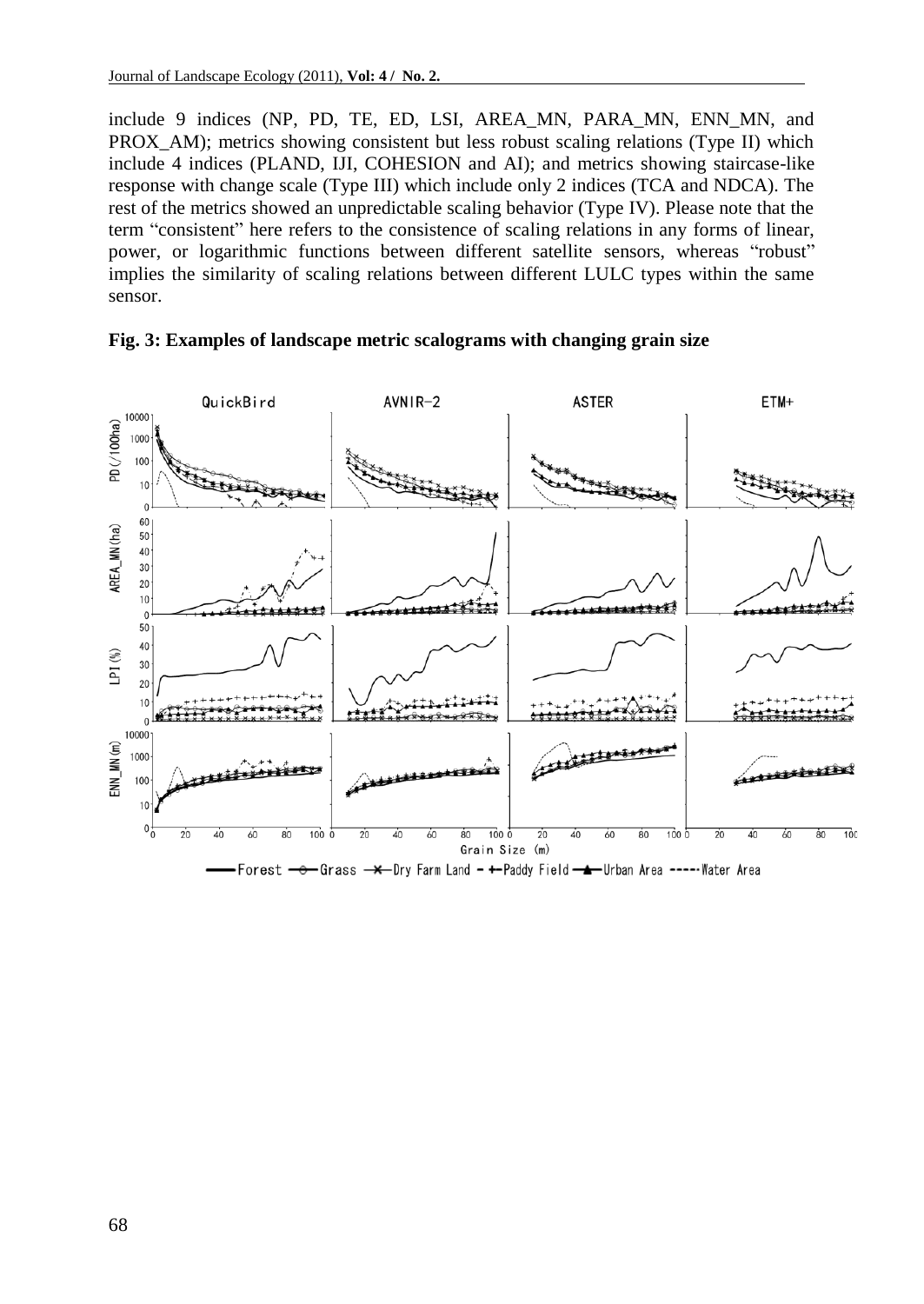include 9 indices (NP, PD, TE, ED, LSI, AREA_MN, PARA_MN, ENN_MN, and PROX_AM); metrics showing consistent but less robust scaling relations (Type II) which include 4 indices (PLAND, IJI, COHESION and AI); and metrics showing staircase-like response with change scale (Type III) which include only 2 indices (TCA and NDCA). The rest of the metrics showed an unpredictable scaling behavior (Type IV). Please note that the term "consistent" here refers to the consistence of scaling relations in any forms of linear, power, or logarithmic functions between different satellite sensors, whereas "robust" implies the similarity of scaling relations between different LULC types within the same sensor.

**Fig. 3: Examples of landscape metric scalograms with changing grain size**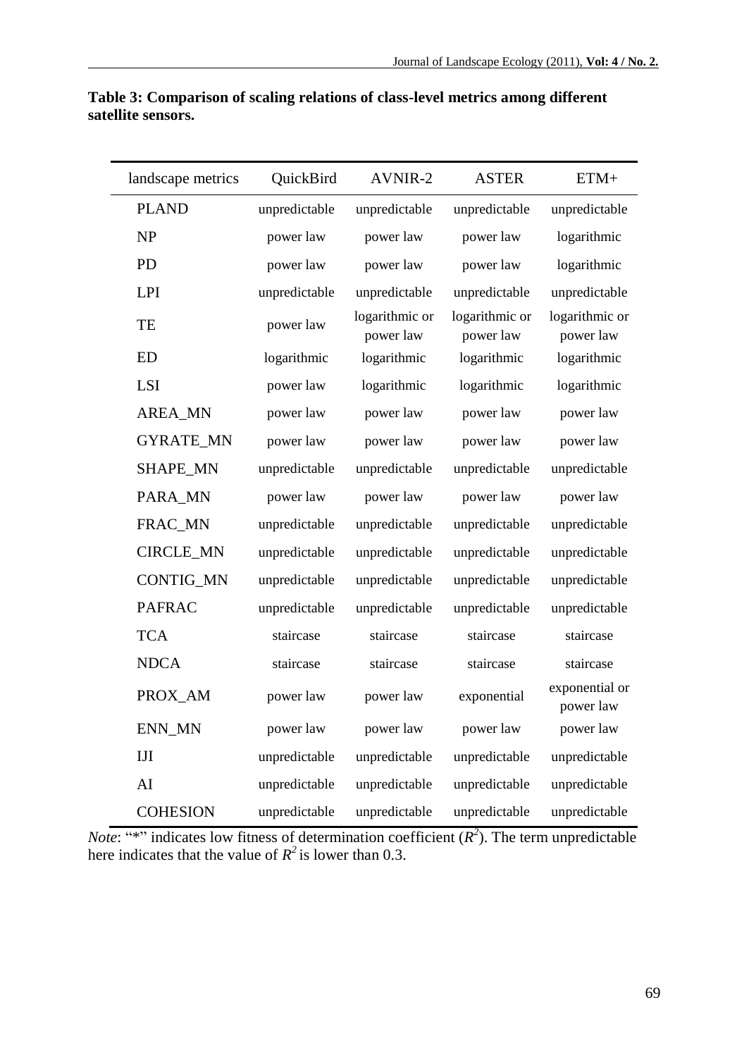**Table 3: Comparison of scaling relations of class-level metrics among different satellite sensors.**

| landscape metrics | QuickBird | AVNIR-2 | ASTER | ETM+ |
|---|---|---|---|---|
| PLAND | unpredictable | unpredictable | unpredictable | unpredictable |
| NP | power law | power law | power law | logarithmic |
| PD | power law | power law | power law | logarithmic |
| LPI | unpredictable | unpredictable | unpredictable | unpredictable |
| TE | power law | logarithmic or power law | logarithmic or power law | logarithmic or power law |
| ED | logarithmic | logarithmic | logarithmic | logarithmic |
| LSI | power law | logarithmic | logarithmic | logarithmic |
| AREA_MN | power law | power law | power law | power law |
| GYRATE_MN | power law | power law | power law | power law |
| SHAPE_MN | unpredictable | unpredictable | unpredictable | unpredictable |
| PARA_MN | power law | power law | power law | power law |
| FRAC_MN | unpredictable | unpredictable | unpredictable | unpredictable |
| CIRCLE_MN | unpredictable | unpredictable | unpredictable | unpredictable |
| CONTIG_MN | unpredictable | unpredictable | unpredictable | unpredictable |
| PAFRAC | unpredictable | unpredictable | unpredictable | unpredictable |
| TCA | staircase | staircase | staircase | staircase |
| NDCA | staircase | staircase | staircase | staircase |
| PROX_AM | power law | power law | exponential | exponential or power law |
| ENN_MN | power law | power law | power law | power law |
| IJI | unpredictable | unpredictable | unpredictable | unpredictable |
| AI | unpredictable | unpredictable | unpredictable | unpredictable |
| COHESION | unpredictable | unpredictable | unpredictable | unpredictable |

*Note*: "*" indicates low fitness of determination coefficient ($R^2$). The term unpredictable here indicates that the value of $R^2$ is lower than 0.3.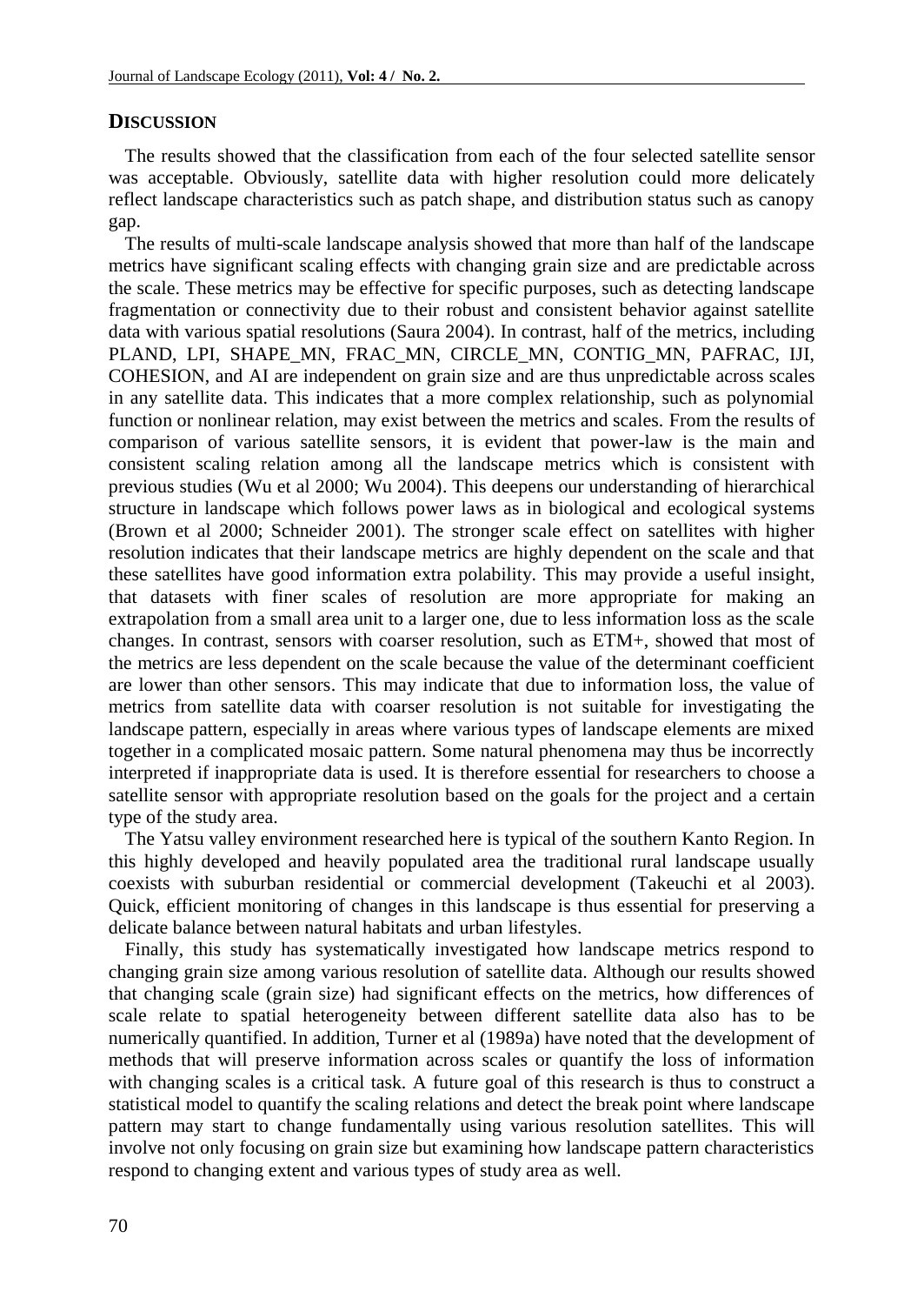## DISCUSSION

The results showed that the classification from each of the four selected satellite sensor was acceptable. Obviously, satellite data with higher resolution could more delicately reflect landscape characteristics such as patch shape, and distribution status such as canopy gap.

The results of multi-scale landscape analysis showed that more than half of the landscape metrics have significant scaling effects with changing grain size and are predictable across the scale. These metrics may be effective for specific purposes, such as detecting landscape fragmentation or connectivity due to their robust and consistent behavior against satellite data with various spatial resolutions (Saura 2004). In contrast, half of the metrics, including PLAND, LPI, SHAPE_MN, FRAC_MN, CIRCLE_MN, CONTIG_MN, PAFRAC, IJI, COHESION, and AI are independent on grain size and are thus unpredictable across scales in any satellite data. This indicates that a more complex relationship, such as polynomial function or nonlinear relation, may exist between the metrics and scales. From the results of comparison of various satellite sensors, it is evident that power-law is the main and consistent scaling relation among all the landscape metrics which is consistent with previous studies (Wu et al 2000; Wu 2004). This deepens our understanding of hierarchical structure in landscape which follows power laws as in biological and ecological systems (Brown et al 2000; Schneider 2001). The stronger scale effect on satellites with higher resolution indicates that their landscape metrics are highly dependent on the scale and that these satellites have good information extra polability. This may provide a useful insight, that datasets with finer scales of resolution are more appropriate for making an extrapolation from a small area unit to a larger one, due to less information loss as the scale changes. In contrast, sensors with coarser resolution, such as ETM+, showed that most of the metrics are less dependent on the scale because the value of the determinant coefficient are lower than other sensors. This may indicate that due to information loss, the value of metrics from satellite data with coarser resolution is not suitable for investigating the landscape pattern, especially in areas where various types of landscape elements are mixed together in a complicated mosaic pattern. Some natural phenomena may thus be incorrectly interpreted if inappropriate data is used. It is therefore essential for researchers to choose a satellite sensor with appropriate resolution based on the goals for the project and a certain type of the study area.

The Yatsu valley environment researched here is typical of the southern Kanto Region. In this highly developed and heavily populated area the traditional rural landscape usually coexists with suburban residential or commercial development (Takeuchi et al 2003). Quick, efficient monitoring of changes in this landscape is thus essential for preserving a delicate balance between natural habitats and urban lifestyles.

Finally, this study has systematically investigated how landscape metrics respond to changing grain size among various resolution of satellite data. Although our results showed that changing scale (grain size) had significant effects on the metrics, how differences of scale relate to spatial heterogeneity between different satellite data also has to be numerically quantified. In addition, Turner et al (1989a) have noted that the development of methods that will preserve information across scales or quantify the loss of information with changing scales is a critical task. A future goal of this research is thus to construct a statistical model to quantify the scaling relations and detect the break point where landscape pattern may start to change fundamentally using various resolution satellites. This will involve not only focusing on grain size but examining how landscape pattern characteristics respond to changing extent and various types of study area as well.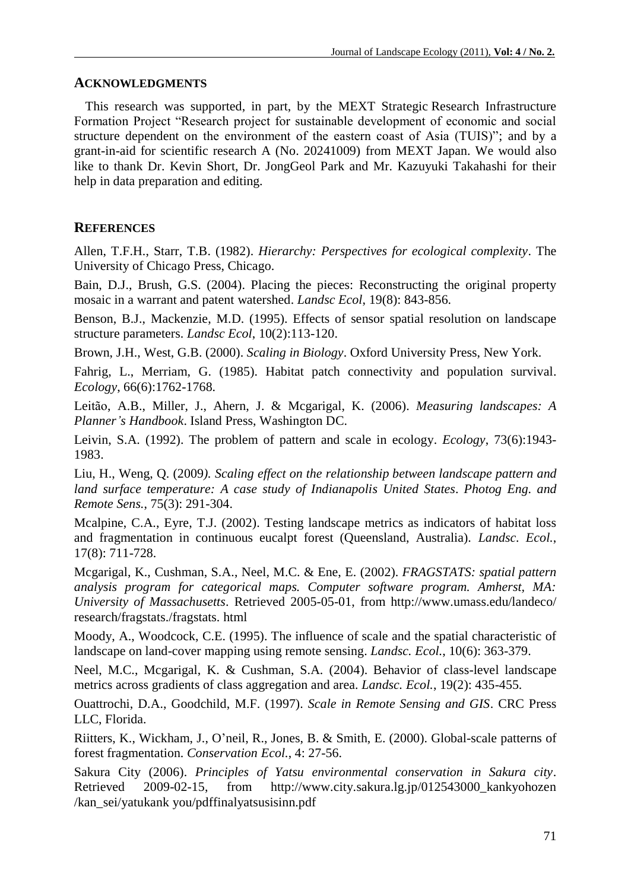## ACKNOWLEDGMENTS

This research was supported, in part, by the MEXT Strategic Research Infrastructure Formation Project "Research project for sustainable development of economic and social structure dependent on the environment of the eastern coast of Asia (TUIS)"; and by a grant-in-aid for scientific research A (No. 20241009) from MEXT Japan. We would also like to thank Dr. Kevin Short, Dr. JongGeol Park and Mr. Kazuyuki Takahashi for their help in data preparation and editing.

## REFERENCES

Allen, T.F.H., Starr, T.B. (1982). *Hierarchy: Perspectives for ecological complexity*. The University of Chicago Press, Chicago.

Bain, D.J., Brush, G.S. (2004). Placing the pieces: Reconstructing the original property mosaic in a warrant and patent watershed. *Landsc Ecol*, 19(8): 843-856.

Benson, B.J., Mackenzie, M.D. (1995). Effects of sensor spatial resolution on landscape structure parameters. *Landsc Ecol*, 10(2):113-120.

Brown, J.H., West, G.B. (2000). *Scaling in Biology*. Oxford University Press, New York.

Fahrig, L., Merriam, G. (1985). Habitat patch connectivity and population survival. *Ecology*, 66(6):1762-1768.

Leitão, A.B., Miller, J., Ahern, J. & Mcgarigal, K. (2006). *Measuring landscapes: A Planner's Handbook*. Island Press, Washington DC.

Leivin, S.A. (1992). The problem of pattern and scale in ecology. *Ecology*, 73(6):1943-1983.

Liu, H., Weng, Q. (2009). *Scaling effect on the relationship between landscape pattern and land surface temperature: A case study of Indianapolis United States*. *Photog Eng. and Remote Sens.*, 75(3): 291-304.

Mcalpine, C.A., Eyre, T.J. (2002). Testing landscape metrics as indicators of habitat loss and fragmentation in continuous eucalpt forest (Queensland, Australia). *Landsc. Ecol.*, 17(8): 711-728.

Mcgarigal, K., Cushman, S.A., Neel, M.C. & Ene, E. (2002). *FRAGSTATS: spatial pattern analysis program for categorical maps. Computer software program. Amherst, MA: University of Massachusetts*. Retrieved 2005-05-01, from http://www.umass.edu/landeco/ research/fragstats./fragstats. html

Moody, A., Woodcock, C.E. (1995). The influence of scale and the spatial characteristic of landscape on land-cover mapping using remote sensing. *Landsc. Ecol.*, 10(6): 363-379.

Neel, M.C., Mcgarigal, K. & Cushman, S.A. (2004). Behavior of class-level landscape metrics across gradients of class aggregation and area. *Landsc. Ecol.*, 19(2): 435-455.

Ouattrochi, D.A., Goodchild, M.F. (1997). *Scale in Remote Sensing and GIS*. CRC Press LLC, Florida.

Riitters, K., Wickham, J., O'neil, R., Jones, B. & Smith, E. (2000). Global-scale patterns of forest fragmentation. *Conservation Ecol.*, 4: 27-56.

Sakura City (2006). *Principles of Yatsu environmental conservation in Sakura city*. Retrieved 2009-02-15, from http://www.city.sakura.lg.jp/012543000_kankyohozen /kan_sei/yatukank you/pdffinalyatsusisinn.pdf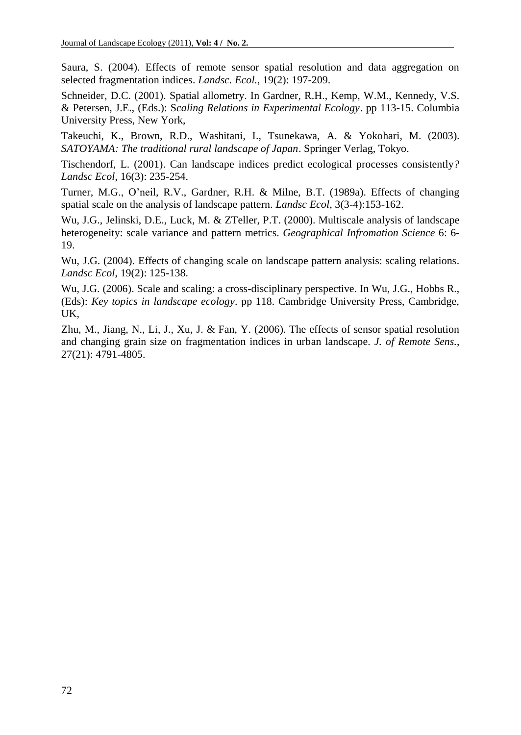Saura, S. (2004). Effects of remote sensor spatial resolution and data aggregation on selected fragmentation indices. *Landsc. Ecol.*, 19(2): 197-209.

Schneider, D.C. (2001). Spatial allometry. In Gardner, R.H., Kemp, W.M., Kennedy, V.S. & Petersen, J.E., (Eds.): *Scaling Relations in Experimental Ecology*. pp 113-15. Columbia University Press, New York,

Takeuchi, K., Brown, R.D., Washitani, I., Tsunekawa, A. & Yokohari, M. (2003). *SATOYAMA: The traditional rural landscape of Japan*. Springer Verlag, Tokyo.

Tischendorf, L. (2001). Can landscape indices predict ecological processes consistently? *Landsc Ecol*, 16(3): 235-254.

Turner, M.G., O'neil, R.V., Gardner, R.H. & Milne, B.T. (1989a). Effects of changing spatial scale on the analysis of landscape pattern. *Landsc Ecol*, 3(3-4):153-162.

Wu, J.G., Jelinski, D.E., Luck, M. & ZTeller, P.T. (2000). Multiscale analysis of landscape heterogeneity: scale variance and pattern metrics. *Geographical Infromation Science* 6: 6-19.

Wu, J.G. (2004). Effects of changing scale on landscape pattern analysis: scaling relations. *Landsc Ecol*, 19(2): 125-138.

Wu, J.G. (2006). Scale and scaling: a cross-disciplinary perspective. In Wu, J.G., Hobbs R., (Eds): *Key topics in landscape ecology*. pp 118. Cambridge University Press, Cambridge, UK,

Zhu, M., Jiang, N., Li, J., Xu, J. & Fan, Y. (2006). The effects of sensor spatial resolution and changing grain size on fragmentation indices in urban landscape. *J. of Remote Sens.*, 27(21): 4791-4805.